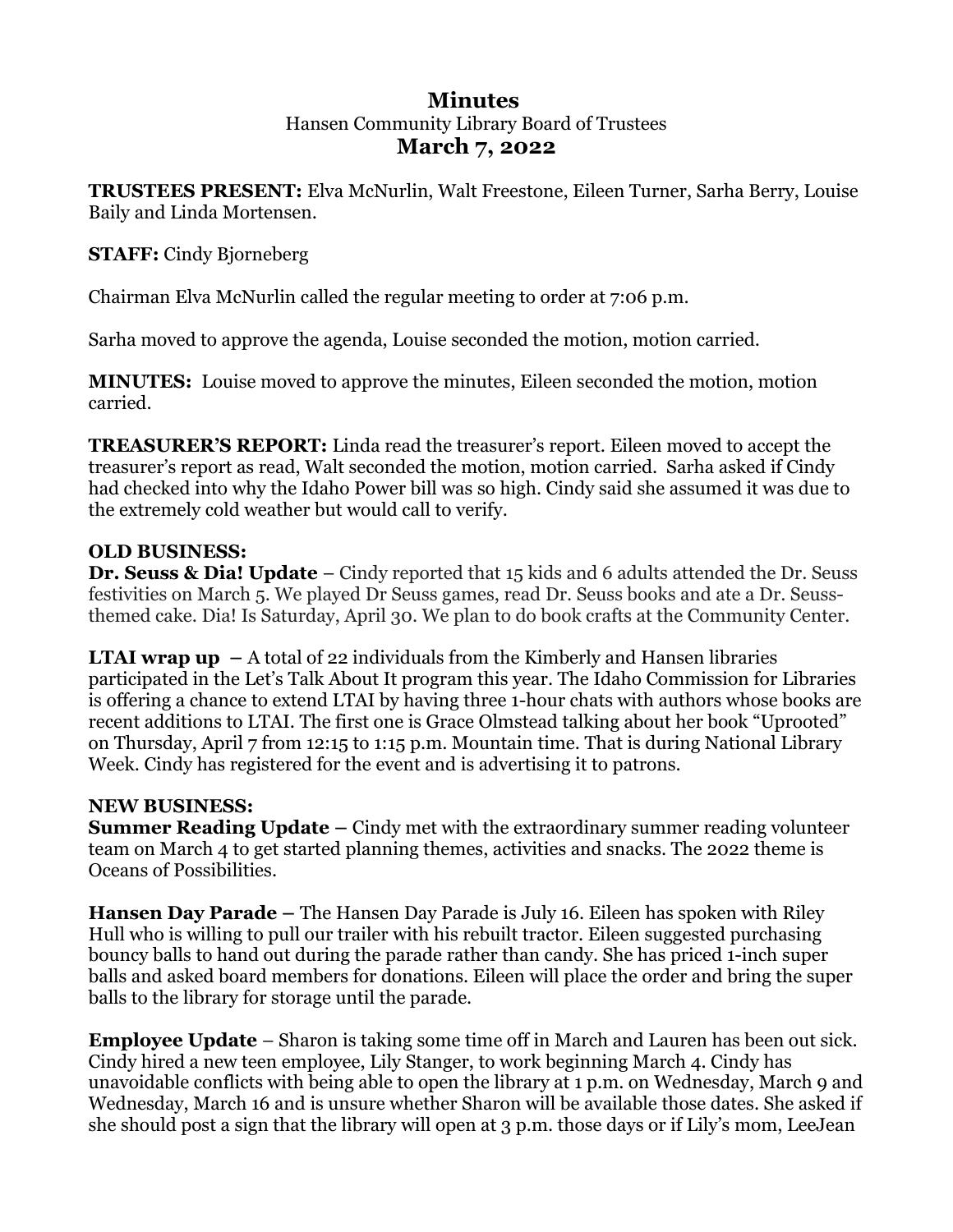# Minutes

Hansen Community Library Board of Trustees

## March 7, 2022

**TRUSTEES PRESENT:** Elva McNurlin, Walt Freestone, Eileen Turner, Sarha Berry, Louise Baily and Linda Mortensen.

**STAFF:** Cindy Bjorneberg

Chairman Elva McNurlin called the regular meeting to order at 7:06 p.m.

Sarha moved to approve the agenda, Louise seconded the motion, motion carried.

**MINUTES:** Louise moved to approve the minutes, Eileen seconded the motion, motion carried.

**TREASURER'S REPORT:** Linda read the treasurer's report. Eileen moved to accept the treasurer's report as read, Walt seconded the motion, motion carried. Sarha asked if Cindy had checked into why the Idaho Power bill was so high. Cindy said she assumed it was due to the extremely cold weather but would call to verify.

**OLD BUSINESS:**

**Dr. Seuss & Dia! Update** – Cindy reported that 15 kids and 6 adults attended the Dr. Seuss festivities on March 5. We played Dr Seuss games, read Dr. Seuss books and ate a Dr. Seuss-themed cake. Dia! Is Saturday, April 30. We plan to do book crafts at the Community Center.

**LTAI wrap up** – A total of 22 individuals from the Kimberly and Hansen libraries participated in the Let's Talk About It program this year. The Idaho Commission for Libraries is offering a chance to extend LTAI by having three 1-hour chats with authors whose books are recent additions to LTAI. The first one is Grace Olmstead talking about her book "Uprooted" on Thursday, April 7 from 12:15 to 1:15 p.m. Mountain time. That is during National Library Week. Cindy has registered for the event and is advertising it to patrons.

**NEW BUSINESS:**

**Summer Reading Update** – Cindy met with the extraordinary summer reading volunteer team on March 4 to get started planning themes, activities and snacks. The 2022 theme is Oceans of Possibilities.

**Hansen Day Parade** – The Hansen Day Parade is July 16. Eileen has spoken with Riley Hull who is willing to pull our trailer with his rebuilt tractor. Eileen suggested purchasing bouncy balls to hand out during the parade rather than candy. She has priced 1-inch super balls and asked board members for donations. Eileen will place the order and bring the super balls to the library for storage until the parade.

**Employee Update** – Sharon is taking some time off in March and Lauren has been out sick. Cindy hired a new teen employee, Lily Stanger, to work beginning March 4. Cindy has unavoidable conflicts with being able to open the library at 1 p.m. on Wednesday, March 9 and Wednesday, March 16 and is unsure whether Sharon will be available those dates. She asked if she should post a sign that the library will open at 3 p.m. those days or if Lily's mom, LeeJean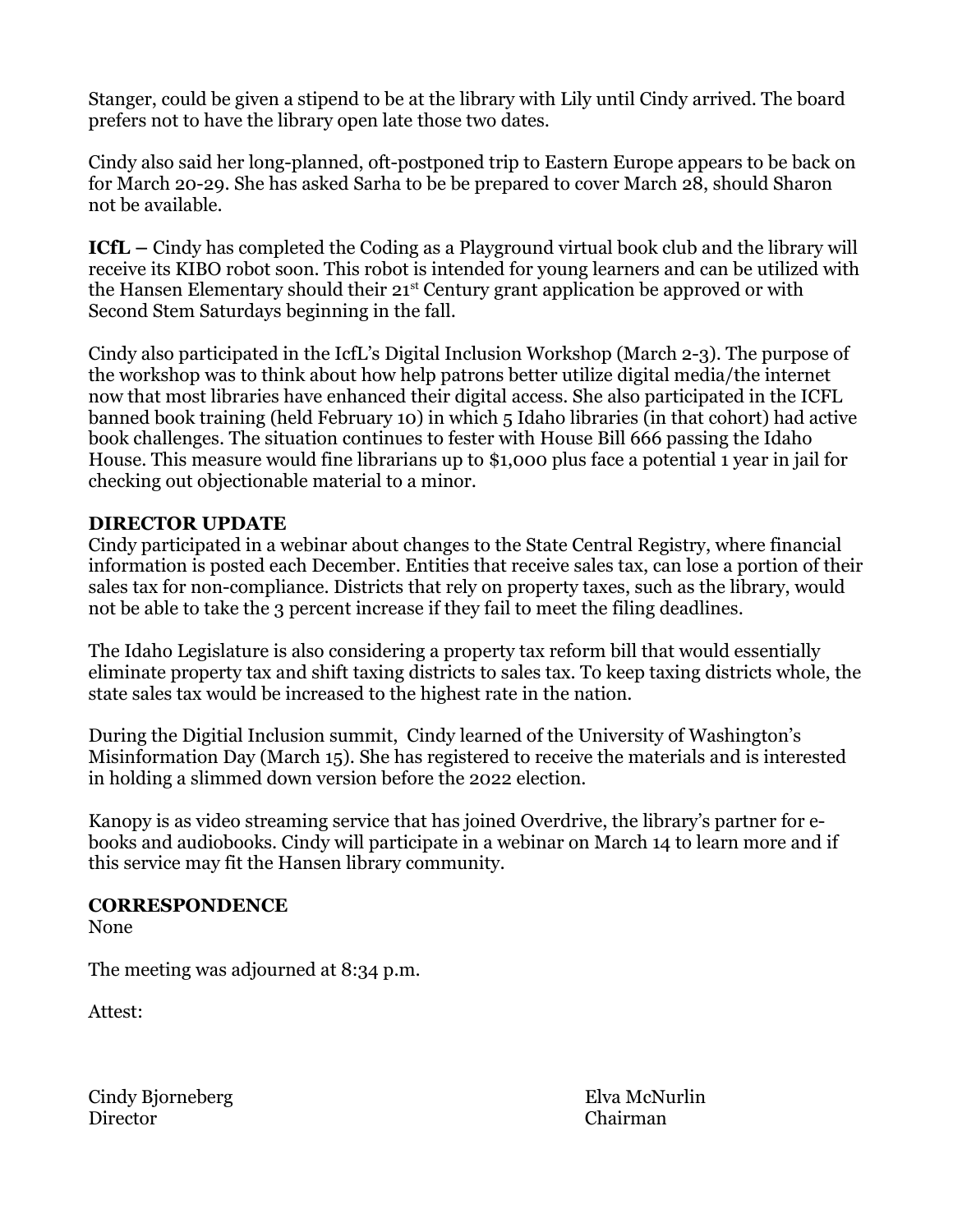Stanger, could be given a stipend to be at the library with Lily until Cindy arrived. The board prefers not to have the library open late those two dates.

Cindy also said her long-planned, oft-postponed trip to Eastern Europe appears to be back on for March 20-29. She has asked Sarha to be be prepared to cover March 28, should Sharon not be available.

**ICfL –** Cindy has completed the Coding as a Playground virtual book club and the library will receive its KIBO robot soon. This robot is intended for young learners and can be utilized with the Hansen Elementary should their 21st Century grant application be approved or with Second Stem Saturdays beginning in the fall.

Cindy also participated in the IcfL's Digital Inclusion Workshop (March 2-3). The purpose of the workshop was to think about how help patrons better utilize digital media/the internet now that most libraries have enhanced their digital access. She also participated in the ICFL banned book training (held February 10) in which 5 Idaho libraries (in that cohort) had active book challenges. The situation continues to fester with House Bill 666 passing the Idaho House. This measure would fine librarians up to $1,000 plus face a potential 1 year in jail for checking out objectionable material to a minor.

**DIRECTOR UPDATE**

Cindy participated in a webinar about changes to the State Central Registry, where financial information is posted each December. Entities that receive sales tax, can lose a portion of their sales tax for non-compliance. Districts that rely on property taxes, such as the library, would not be able to take the 3 percent increase if they fail to meet the filing deadlines.

The Idaho Legislature is also considering a property tax reform bill that would essentially eliminate property tax and shift taxing districts to sales tax. To keep taxing districts whole, the state sales tax would be increased to the highest rate in the nation.

During the Digitial Inclusion summit, Cindy learned of the University of Washington's Misinformation Day (March 15). She has registered to receive the materials and is interested in holding a slimmed down version before the 2022 election.

Kanopy is as video streaming service that has joined Overdrive, the library's partner for e-books and audiobooks. Cindy will participate in a webinar on March 14 to learn more and if this service may fit the Hansen library community.

**CORRESPONDENCE**

None

The meeting was adjourned at 8:34 p.m.

Attest:

Cindy Bjorneberg
Director

Elva McNurlin
Chairman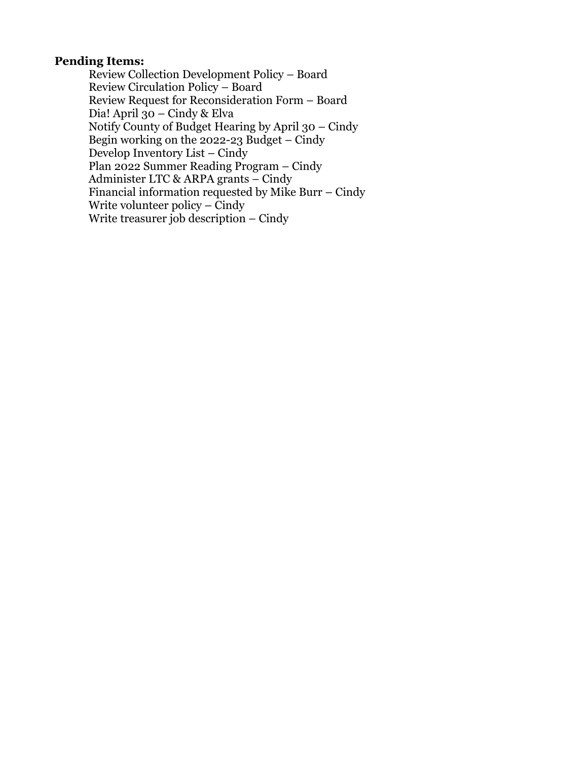**Pending Items:**

Review Collection Development Policy – Board
Review Circulation Policy – Board
Review Request for Reconsideration Form – Board
Dia! April 30 – Cindy & Elva
Notify County of Budget Hearing by April 30 – Cindy
Begin working on the 2022-23 Budget – Cindy
Develop Inventory List – Cindy
Plan 2022 Summer Reading Program – Cindy
Administer LTC & ARPA grants – Cindy
Financial information requested by Mike Burr – Cindy
Write volunteer policy – Cindy
Write treasurer job description – Cindy